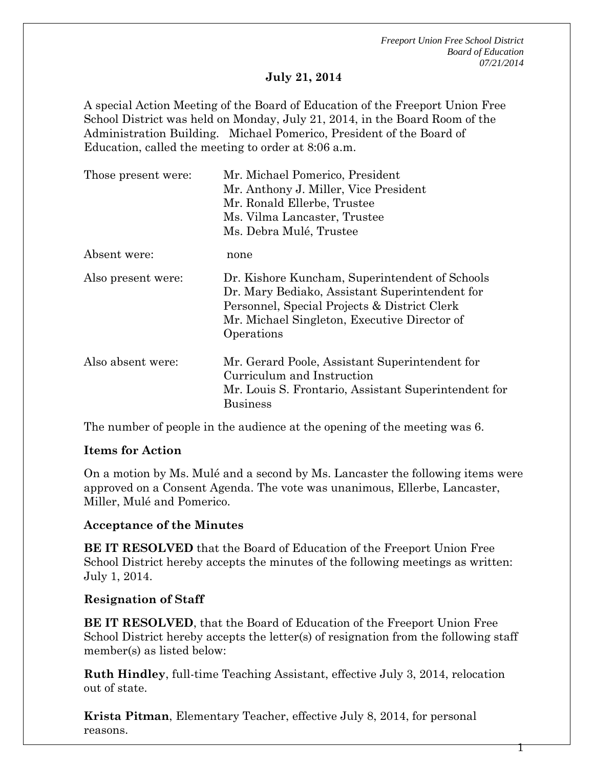## July 21, 2014

A special Action Meeting of the Board of Education of the Freeport Union Free School District was held on Monday, July 21, 2014, in the Board Room of the Administration Building. Michael Pomerico, President of the Board of Education, called the meeting to order at 8:06 a.m.

| | |
|---|---|
| Those present were: | Mr. Michael Pomerico, President<br>Mr. Anthony J. Miller, Vice President<br>Mr. Ronald Ellerbe, Trustee<br>Ms. Vilma Lancaster, Trustee<br>Ms. Debra Mulé, Trustee |
| Absent were: | none |
| Also present were: | Dr. Kishore Kuncham, Superintendent of Schools<br>Dr. Mary Bediako, Assistant Superintendent for Personnel, Special Projects & District Clerk<br>Mr. Michael Singleton, Executive Director of Operations |
| Also absent were: | Mr. Gerard Poole, Assistant Superintendent for Curriculum and Instruction<br>Mr. Louis S. Frontario, Assistant Superintendent for Business |

The number of people in the audience at the opening of the meeting was 6.

**Items for Action**

On a motion by Ms. Mulé and a second by Ms. Lancaster the following items were approved on a Consent Agenda. The vote was unanimous, Ellerbe, Lancaster, Miller, Mulé and Pomerico.

**Acceptance of the Minutes**

**BE IT RESOLVED** that the Board of Education of the Freeport Union Free School District hereby accepts the minutes of the following meetings as written: July 1, 2014.

**Resignation of Staff**

**BE IT RESOLVED**, that the Board of Education of the Freeport Union Free School District hereby accepts the letter(s) of resignation from the following staff member(s) as listed below:

**Ruth Hindley**, full-time Teaching Assistant, effective July 3, 2014, relocation out of state.

**Krista Pitman**, Elementary Teacher, effective July 8, 2014, for personal reasons.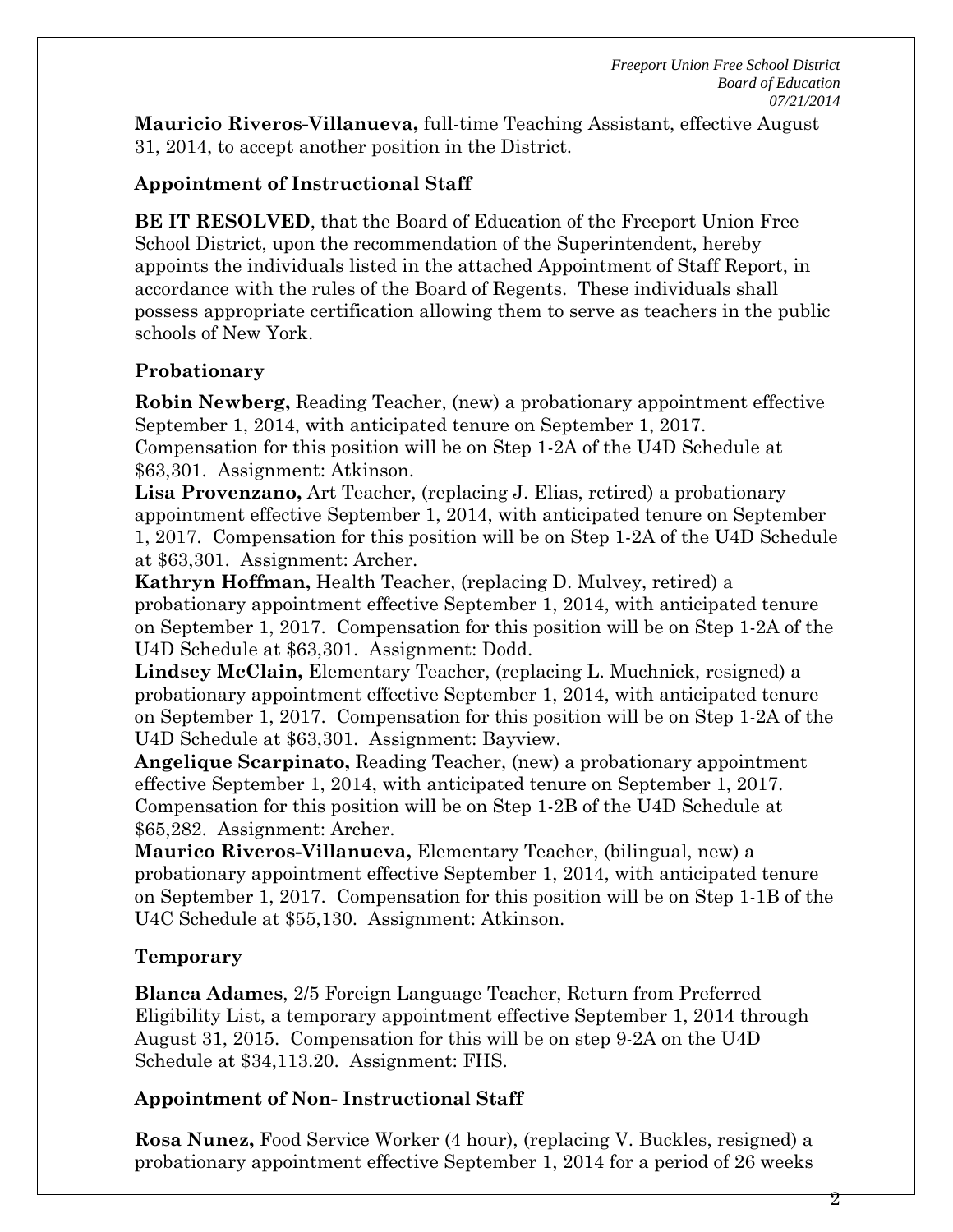**Mauricio Riveros-Villanueva,** full-time Teaching Assistant, effective August 31, 2014, to accept another position in the District.

### Appointment of Instructional Staff

**BE IT RESOLVED**, that the Board of Education of the Freeport Union Free School District, upon the recommendation of the Superintendent, hereby appoints the individuals listed in the attached Appointment of Staff Report, in accordance with the rules of the Board of Regents. These individuals shall possess appropriate certification allowing them to serve as teachers in the public schools of New York.

### Probationary

**Robin Newberg,** Reading Teacher, (new) a probationary appointment effective September 1, 2014, with anticipated tenure on September 1, 2017. Compensation for this position will be on Step 1-2A of the U4D Schedule at $63,301. Assignment: Atkinson.

**Lisa Provenzano,** Art Teacher, (replacing J. Elias, retired) a probationary appointment effective September 1, 2014, with anticipated tenure on September 1, 2017. Compensation for this position will be on Step 1-2A of the U4D Schedule at $63,301. Assignment: Archer.

**Kathryn Hoffman,** Health Teacher, (replacing D. Mulvey, retired) a probationary appointment effective September 1, 2014, with anticipated tenure on September 1, 2017. Compensation for this position will be on Step 1-2A of the U4D Schedule at $63,301. Assignment: Dodd.

**Lindsey McClain,** Elementary Teacher, (replacing L. Muchnick, resigned) a probationary appointment effective September 1, 2014, with anticipated tenure on September 1, 2017. Compensation for this position will be on Step 1-2A of the U4D Schedule at $63,301. Assignment: Bayview.

**Angelique Scarpinato,** Reading Teacher, (new) a probationary appointment effective September 1, 2014, with anticipated tenure on September 1, 2017. Compensation for this position will be on Step 1-2B of the U4D Schedule at $65,282. Assignment: Archer.

**Maurico Riveros-Villanueva,** Elementary Teacher, (bilingual, new) a probationary appointment effective September 1, 2014, with anticipated tenure on September 1, 2017. Compensation for this position will be on Step 1-1B of the U4C Schedule at $55,130. Assignment: Atkinson.

### Temporary

**Blanca Adames**, 2/5 Foreign Language Teacher, Return from Preferred Eligibility List, a temporary appointment effective September 1, 2014 through August 31, 2015. Compensation for this will be on step 9-2A on the U4D Schedule at $34,113.20. Assignment: FHS.

### Appointment of Non- Instructional Staff

**Rosa Nunez,** Food Service Worker (4 hour), (replacing V. Buckles, resigned) a probationary appointment effective September 1, 2014 for a period of 26 weeks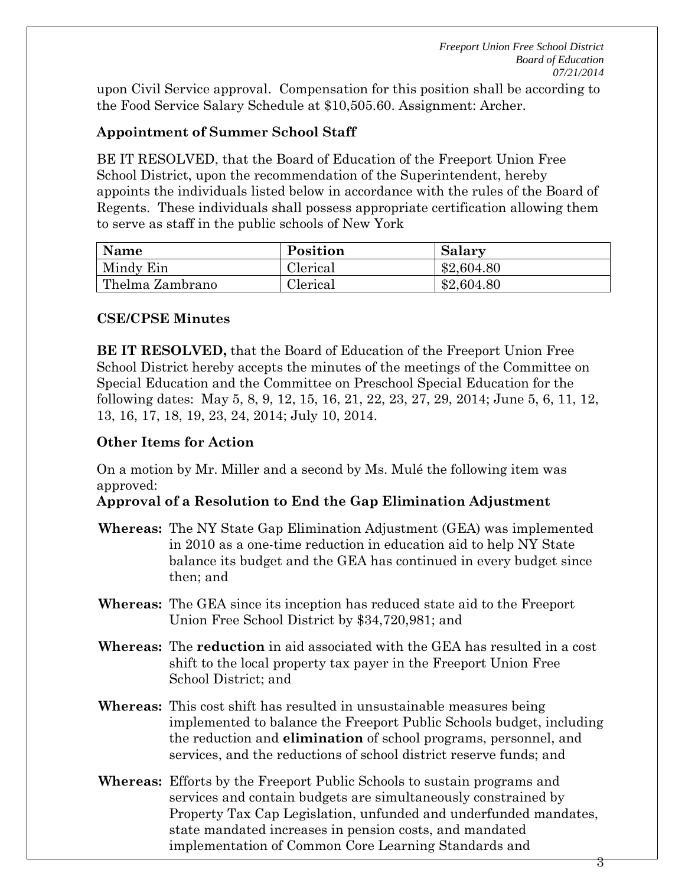upon Civil Service approval. Compensation for this position shall be according to the Food Service Salary Schedule at $10,505.60. Assignment: Archer.

### Appointment of Summer School Staff

BE IT RESOLVED, that the Board of Education of the Freeport Union Free School District, upon the recommendation of the Superintendent, hereby appoints the individuals listed below in accordance with the rules of the Board of Regents. These individuals shall possess appropriate certification allowing them to serve as staff in the public schools of New York

| Name | Position | Salary |
|---|---|---|
| Mindy Ein | Clerical | $2,604.80 |
| Thelma Zambrano | Clerical | $2,604.80 |

### CSE/CPSE Minutes

**BE IT RESOLVED,** that the Board of Education of the Freeport Union Free School District hereby accepts the minutes of the meetings of the Committee on Special Education and the Committee on Preschool Special Education for the following dates: May 5, 8, 9, 12, 15, 16, 21, 22, 23, 27, 29, 2014; June 5, 6, 11, 12, 13, 16, 17, 18, 19, 23, 24, 2014; July 10, 2014.

### Other Items for Action

On a motion by Mr. Miller and a second by Ms. Mulé the following item was approved:

**Approval of a Resolution to End the Gap Elimination Adjustment**

**Whereas:** The NY State Gap Elimination Adjustment (GEA) was implemented in 2010 as a one-time reduction in education aid to help NY State balance its budget and the GEA has continued in every budget since then; and

**Whereas:** The GEA since its inception has reduced state aid to the Freeport Union Free School District by $34,720,981; and

**Whereas:** The **reduction** in aid associated with the GEA has resulted in a cost shift to the local property tax payer in the Freeport Union Free School District; and

**Whereas:** This cost shift has resulted in unsustainable measures being implemented to balance the Freeport Public Schools budget, including the reduction and **elimination** of school programs, personnel, and services, and the reductions of school district reserve funds; and

**Whereas:** Efforts by the Freeport Public Schools to sustain programs and services and contain budgets are simultaneously constrained by Property Tax Cap Legislation, unfunded and underfunded mandates, state mandated increases in pension costs, and mandated implementation of Common Core Learning Standards and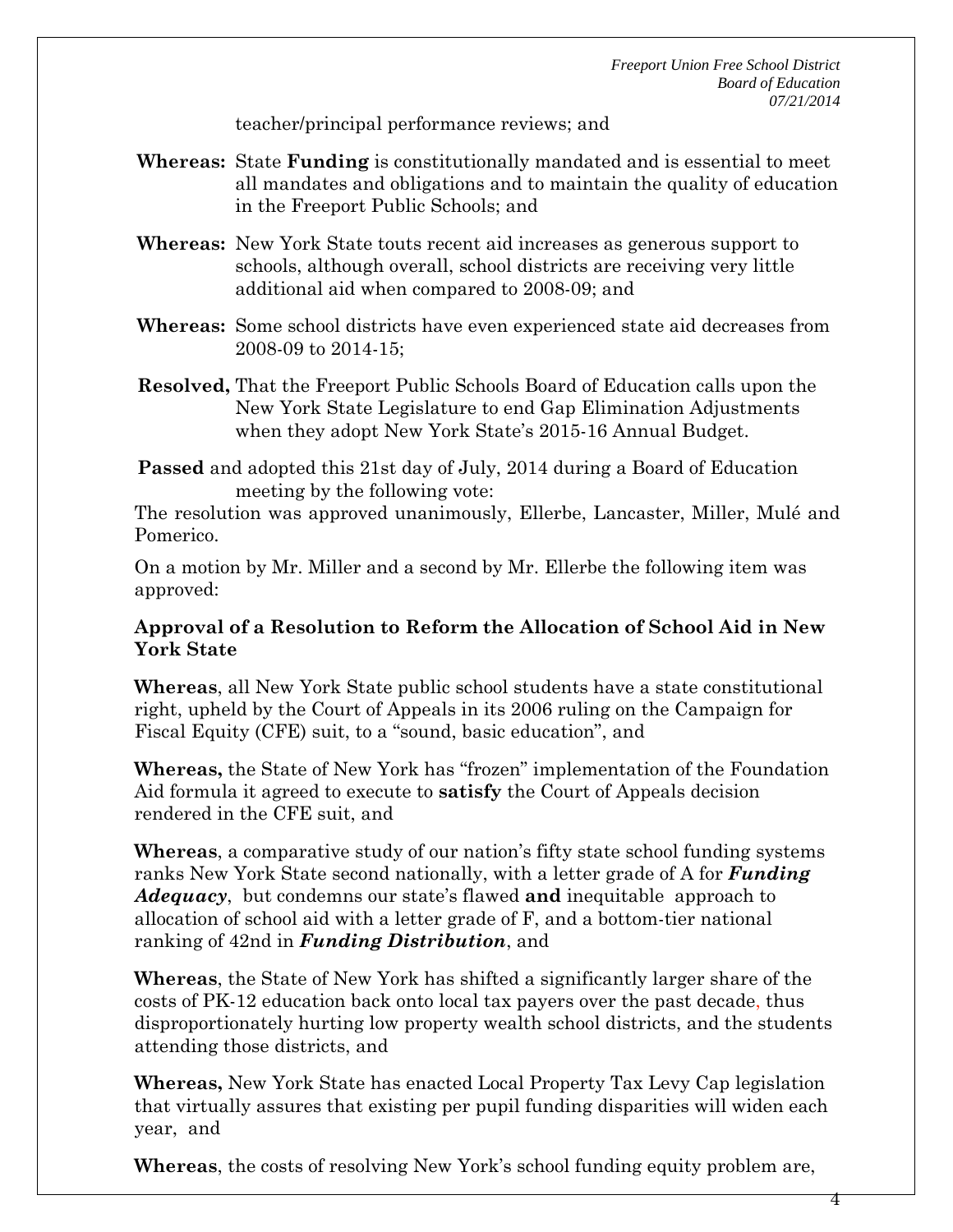teacher/principal performance reviews; and

**Whereas:** State **Funding** is constitutionally mandated and is essential to meet all mandates and obligations and to maintain the quality of education in the Freeport Public Schools; and

**Whereas:** New York State touts recent aid increases as generous support to schools, although overall, school districts are receiving very little additional aid when compared to 2008-09; and

**Whereas:** Some school districts have even experienced state aid decreases from 2008-09 to 2014-15;

**Resolved,** That the Freeport Public Schools Board of Education calls upon the New York State Legislature to end Gap Elimination Adjustments when they adopt New York State's 2015-16 Annual Budget.

**Passed** and adopted this 21st day of July, 2014 during a Board of Education meeting by the following vote:
The resolution was approved unanimously, Ellerbe, Lancaster, Miller, Mulé and Pomerico.

On a motion by Mr. Miller and a second by Mr. Ellerbe the following item was approved:

**Approval of a Resolution to Reform the Allocation of School Aid in New York State**

**Whereas**, all New York State public school students have a state constitutional right, upheld by the Court of Appeals in its 2006 ruling on the Campaign for Fiscal Equity (CFE) suit, to a "sound, basic education", and

**Whereas,** the State of New York has "frozen" implementation of the Foundation Aid formula it agreed to execute to **satisfy** the Court of Appeals decision rendered in the CFE suit, and

**Whereas**, a comparative study of our nation's fifty state school funding systems ranks New York State second nationally, with a letter grade of A for ***Funding Adequacy***, but condemns our state's flawed **and** inequitable approach to allocation of school aid with a letter grade of F, and a bottom-tier national ranking of 42nd in ***Funding Distribution***, and

**Whereas**, the State of New York has shifted a significantly larger share of the costs of PK-12 education back onto local tax payers over the past decade, thus disproportionately hurting low property wealth school districts, and the students attending those districts, and

**Whereas,** New York State has enacted Local Property Tax Levy Cap legislation that virtually assures that existing per pupil funding disparities will widen each year, and

**Whereas**, the costs of resolving New York's school funding equity problem are,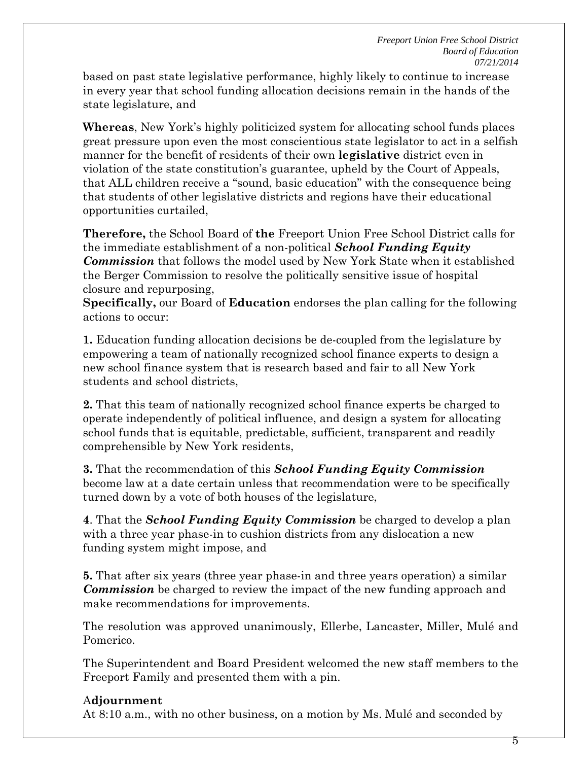based on past state legislative performance, highly likely to continue to increase in every year that school funding allocation decisions remain in the hands of the state legislature, and

**Whereas**, New York's highly politicized system for allocating school funds places great pressure upon even the most conscientious state legislator to act in a selfish manner for the benefit of residents of their own **legislative** district even in violation of the state constitution's guarantee, upheld by the Court of Appeals, that ALL children receive a "sound, basic education" with the consequence being that students of other legislative districts and regions have their educational opportunities curtailed,

**Therefore,** the School Board of **the** Freeport Union Free School District calls for the immediate establishment of a non-political ***School Funding Equity Commission*** that follows the model used by New York State when it established the Berger Commission to resolve the politically sensitive issue of hospital closure and repurposing,

**Specifically,** our Board of **Education** endorses the plan calling for the following actions to occur:

**1.** Education funding allocation decisions be de-coupled from the legislature by empowering a team of nationally recognized school finance experts to design a new school finance system that is research based and fair to all New York students and school districts,

**2.** That this team of nationally recognized school finance experts be charged to operate independently of political influence, and design a system for allocating school funds that is equitable, predictable, sufficient, transparent and readily comprehensible by New York residents,

**3.** That the recommendation of this ***School Funding Equity Commission*** become law at a date certain unless that recommendation were to be specifically turned down by a vote of both houses of the legislature,

**4**. That the ***School Funding Equity Commission*** be charged to develop a plan with a three year phase-in to cushion districts from any dislocation a new funding system might impose, and

**5.** That after six years (three year phase-in and three years operation) a similar ***Commission*** be charged to review the impact of the new funding approach and make recommendations for improvements.

The resolution was approved unanimously, Ellerbe, Lancaster, Miller, Mulé and Pomerico.

The Superintendent and Board President welcomed the new staff members to the Freeport Family and presented them with a pin.

**Adjournment**

At 8:10 a.m., with no other business, on a motion by Ms. Mulé and seconded by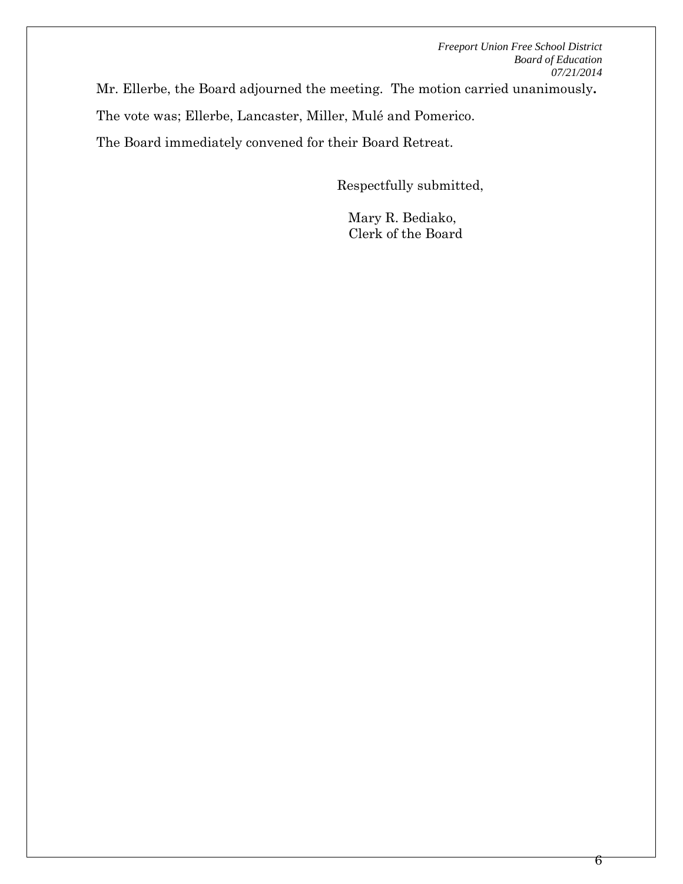Mr. Ellerbe, the Board adjourned the meeting. The motion carried unanimously**.**

The vote was; Ellerbe, Lancaster, Miller, Mulé and Pomerico.

The Board immediately convened for their Board Retreat.

Respectfully submitted,

Mary R. Bediako,
Clerk of the Board